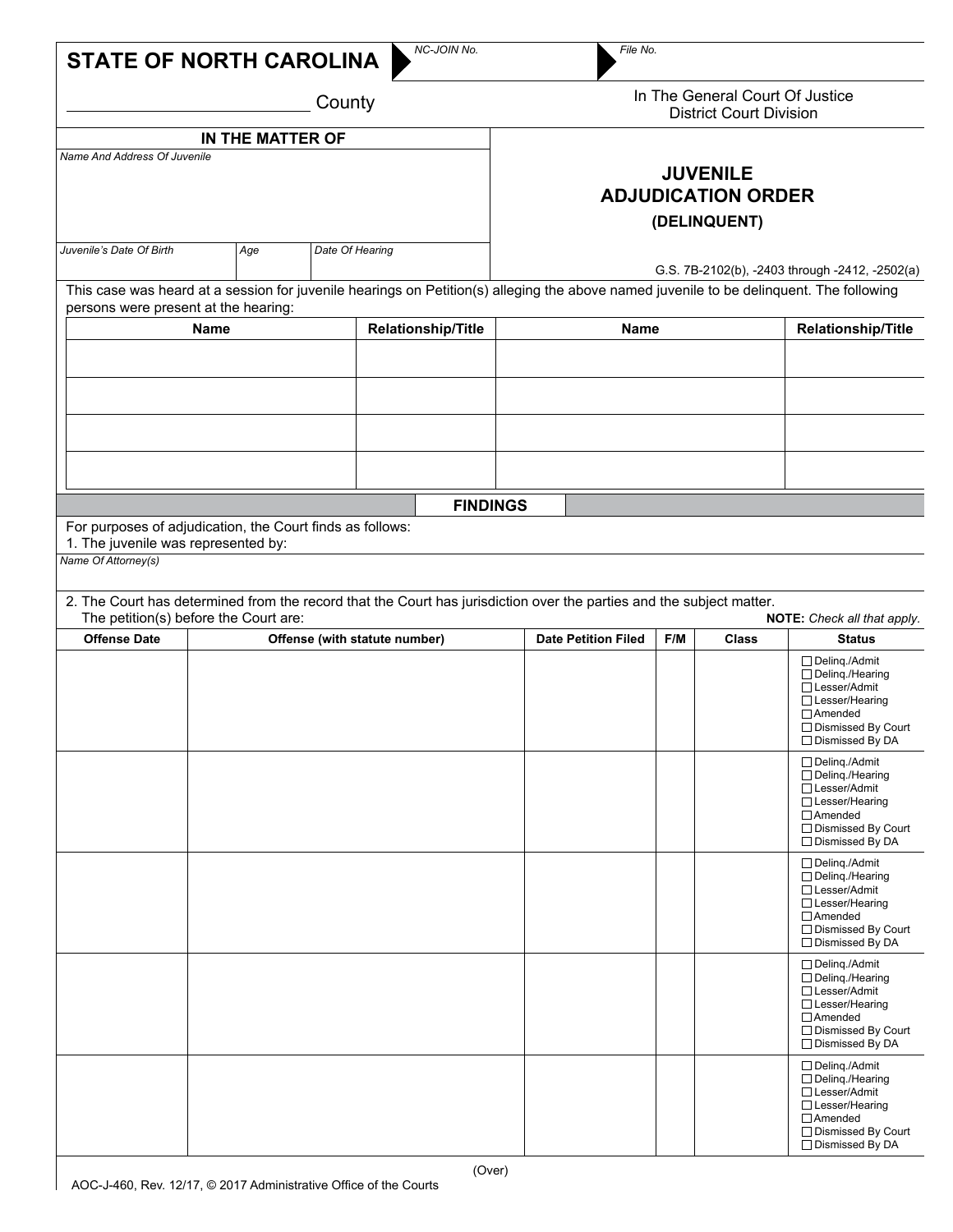**STATE OF NORTH CAROLINA**

NC-JOIN No.

File No.

_________________________ County

In The General Court Of Justice
District Court Division

**IN THE MATTER OF**

*Name And Address Of Juvenile*

*Juvenile's Date Of Birth* | *Age* | *Date Of Hearing*

# JUVENILE ADJUDICATION ORDER
## (DELINQUENT)

G.S. 7B-2102(b), -2403 through -2412, -2502(a)

This case was heard at a session for juvenile hearings on Petition(s) alleging the above named juvenile to be delinquent. The following persons were present at the hearing:

| Name | Relationship/Title | Name | Relationship/Title |
|---|---|---|---|
| | | | |
| | | | |
| | | | |
| | | | |

## FINDINGS

For purposes of adjudication, the Court finds as follows:

1. The juvenile was represented by:

*Name Of Attorney(s)*

2. The Court has determined from the record that the Court has jurisdiction over the parties and the subject matter. The petition(s) before the Court are:

**NOTE:** *Check all that apply.*

| Offense Date | Offense (with statute number) | Date Petition Filed | F/M | Class | Status |
|---|---|---|---|---|---|
| | | | | | ☐ Delinq./Admit ☐ Delinq./Hearing ☐ Lesser/Admit ☐ Lesser/Hearing ☐ Amended ☐ Dismissed By Court ☐ Dismissed By DA |
| | | | | | ☐ Delinq./Admit ☐ Delinq./Hearing ☐ Lesser/Admit ☐ Lesser/Hearing ☐ Amended ☐ Dismissed By Court ☐ Dismissed By DA |
| | | | | | ☐ Delinq./Admit ☐ Delinq./Hearing ☐ Lesser/Admit ☐ Lesser/Hearing ☐ Amended ☐ Dismissed By Court ☐ Dismissed By DA |
| | | | | | ☐ Delinq./Admit ☐ Delinq./Hearing ☐ Lesser/Admit ☐ Lesser/Hearing ☐ Amended ☐ Dismissed By Court ☐ Dismissed By DA |
| | | | | | ☐ Delinq./Admit ☐ Delinq./Hearing ☐ Lesser/Admit ☐ Lesser/Hearing ☐ Amended ☐ Dismissed By Court ☐ Dismissed By DA |

(Over)

AOC-J-460, Rev. 12/17, © 2017 Administrative Office of the Courts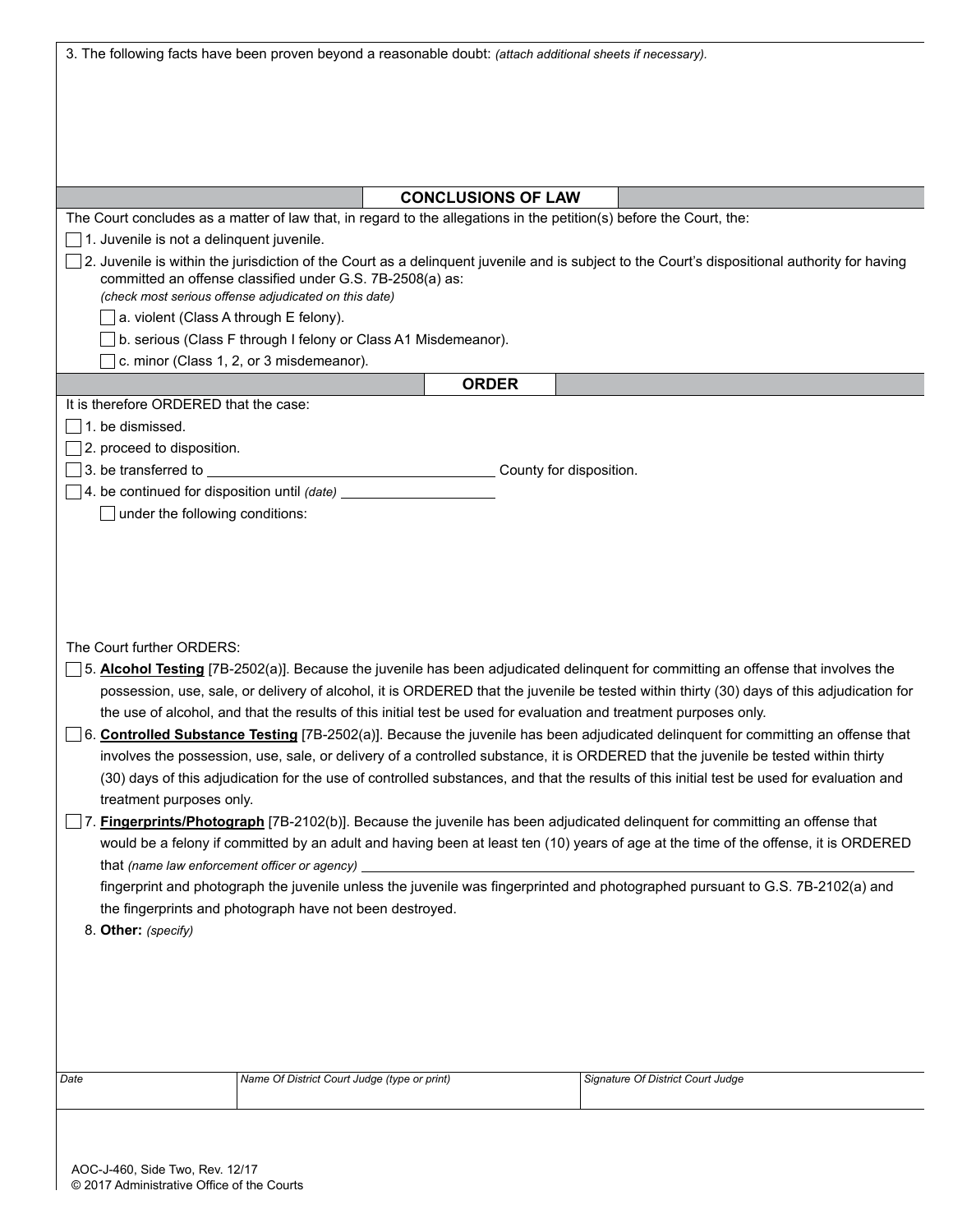3. The following facts have been proven beyond a reasonable doubt: *(attach additional sheets if necessary).*

## CONCLUSIONS OF LAW

The Court concludes as a matter of law that, in regard to the allegations in the petition(s) before the Court, the:

☐ 1. Juvenile is not a delinquent juvenile.

☐ 2. Juvenile is within the jurisdiction of the Court as a delinquent juvenile and is subject to the Court's dispositional authority for having committed an offense classified under G.S. 7B-2508(a) as:
*(check most serious offense adjudicated on this date)*

- ☐ a. violent (Class A through E felony).
- ☐ b. serious (Class F through I felony or Class A1 Misdemeanor).
- ☐ c. minor (Class 1, 2, or 3 misdemeanor).

## ORDER

It is therefore ORDERED that the case:

☐ 1. be dismissed.

☐ 2. proceed to disposition.

☐ 3. be transferred to ______________________________ County for disposition.

☐ 4. be continued for disposition until *(date)* ____________________

☐ under the following conditions:

The Court further ORDERS:

☐ 5. **Alcohol Testing** [7B-2502(a)]. Because the juvenile has been adjudicated delinquent for committing an offense that involves the possession, use, sale, or delivery of alcohol, it is ORDERED that the juvenile be tested within thirty (30) days of this adjudication for the use of alcohol, and that the results of this initial test be used for evaluation and treatment purposes only.

☐ 6. **Controlled Substance Testing** [7B-2502(a)]. Because the juvenile has been adjudicated delinquent for committing an offense that involves the possession, use, sale, or delivery of a controlled substance, it is ORDERED that the juvenile be tested within thirty (30) days of this adjudication for the use of controlled substances, and that the results of this initial test be used for evaluation and treatment purposes only.

☐ 7. **Fingerprints/Photograph** [7B-2102(b)]. Because the juvenile has been adjudicated delinquent for committing an offense that would be a felony if committed by an adult and having been at least ten (10) years of age at the time of the offense, it is ORDERED that *(name law enforcement officer or agency)* ______________________________ fingerprint and photograph the juvenile unless the juvenile was fingerprinted and photographed pursuant to G.S. 7B-2102(a) and the fingerprints and photograph have not been destroyed.

8. **Other:** *(specify)*

| Date | Name Of District Court Judge (type or print) | Signature Of District Court Judge |
|---|---|---|
| | | |

AOC-J-460, Side Two, Rev. 12/17
© 2017 Administrative Office of the Courts